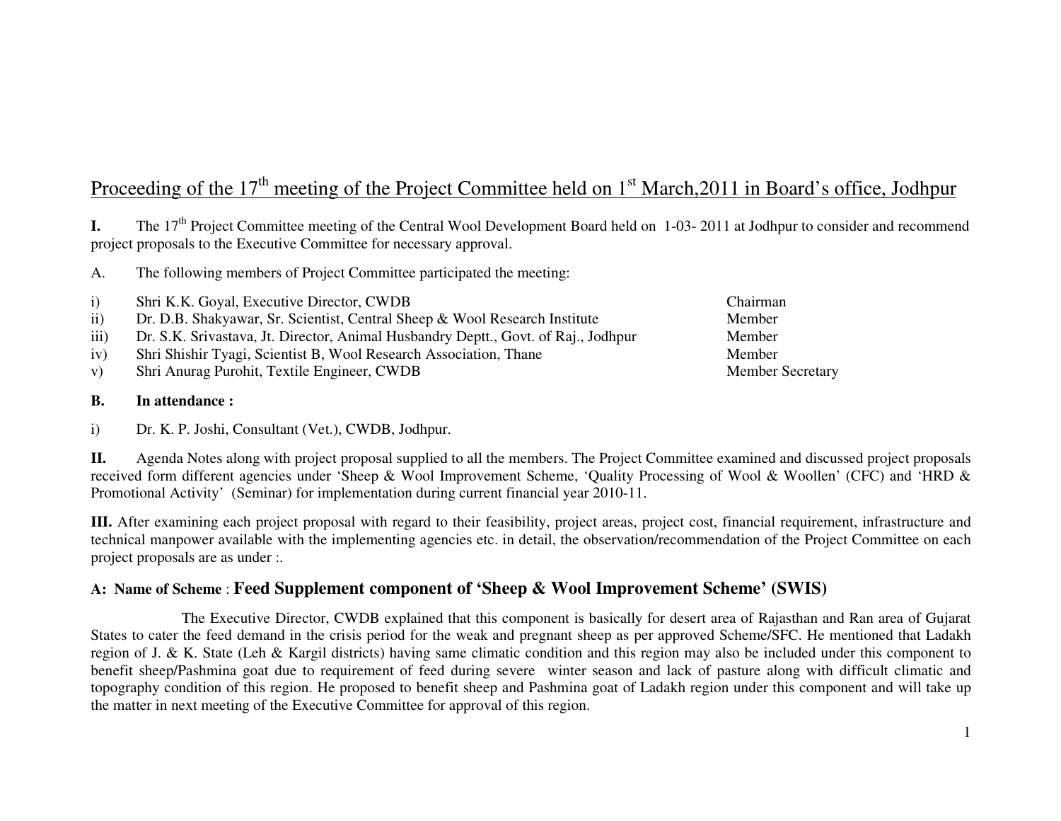# Proceeding of the 17th meeting of the Project Committee held on 1st March,2011 in Board's office, Jodhpur

**I.** The 17th Project Committee meeting of the Central Wool Development Board held on 1-03- 2011 at Jodhpur to consider and recommend project proposals to the Executive Committee for necessary approval.

A. The following members of Project Committee participated the meeting:

| | | |
|---|---|---|
| i) | Shri K.K. Goyal, Executive Director, CWDB | Chairman |
| ii) | Dr. D.B. Shakyawar, Sr. Scientist, Central Sheep & Wool Research Institute | Member |
| iii) | Dr. S.K. Srivastava, Jt. Director, Animal Husbandry Deptt., Govt. of Raj., Jodhpur | Member |
| iv) | Shri Shishir Tyagi, Scientist B, Wool Research Association, Thane | Member |
| v) | Shri Anurag Purohit, Textile Engineer, CWDB | Member Secretary |

**B. In attendance :**

i) Dr. K. P. Joshi, Consultant (Vet.), CWDB, Jodhpur.

**II.** Agenda Notes along with project proposal supplied to all the members. The Project Committee examined and discussed project proposals received form different agencies under 'Sheep & Wool Improvement Scheme, 'Quality Processing of Wool & Woollen' (CFC) and 'HRD & Promotional Activity' (Seminar) for implementation during current financial year 2010-11.

**III.** After examining each project proposal with regard to their feasibility, project areas, project cost, financial requirement, infrastructure and technical manpower available with the implementing agencies etc. in detail, the observation/recommendation of the Project Committee on each project proposals are as under :.

## A: Name of Scheme : Feed Supplement component of 'Sheep & Wool Improvement Scheme' (SWIS)

The Executive Director, CWDB explained that this component is basically for desert area of Rajasthan and Ran area of Gujarat States to cater the feed demand in the crisis period for the weak and pregnant sheep as per approved Scheme/SFC. He mentioned that Ladakh region of J. & K. State (Leh & Kargil districts) having same climatic condition and this region may also be included under this component to benefit sheep/Pashmina goat due to requirement of feed during severe winter season and lack of pasture along with difficult climatic and topography condition of this region. He proposed to benefit sheep and Pashmina goat of Ladakh region under this component and will take up the matter in next meeting of the Executive Committee for approval of this region.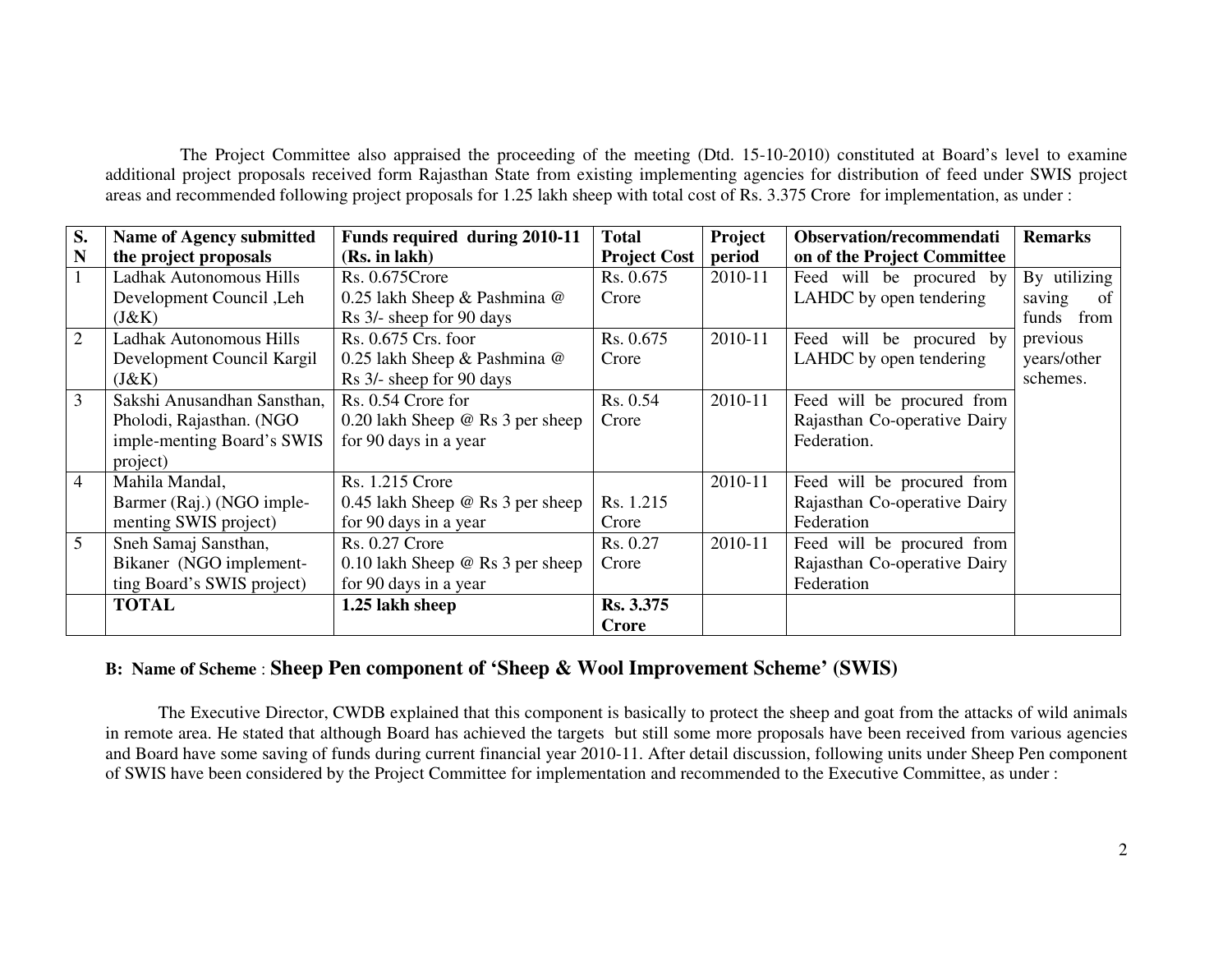The Project Committee also appraised the proceeding of the meeting (Dtd. 15-10-2010) constituted at Board's level to examine additional project proposals received form Rajasthan State from existing implementing agencies for distribution of feed under SWIS project areas and recommended following project proposals for 1.25 lakh sheep with total cost of Rs. 3.375 Crore for implementation, as under :

| S. N | Name of Agency submitted the project proposals | Funds required during 2010-11 (Rs. in lakh) | Total Project Cost | Project period | Observation/recommendation of the Project Committee | Remarks |
|---|---|---|---|---|---|---|
| 1 | Ladhak Autonomous Hills Development Council ,Leh (J&K) | Rs. 0.675Crore 0.25 lakh Sheep & Pashmina @ Rs 3/- sheep for 90 days | Rs. 0.675 Crore | 2010-11 | Feed will be procured by LAHDC by open tendering | By utilizing saving of funds from previous years/other schemes. |
| 2 | Ladhak Autonomous Hills Development Council Kargil (J&K) | Rs. 0.675 Crs. foor 0.25 lakh Sheep & Pashmina @ Rs 3/- sheep for 90 days | Rs. 0.675 Crore | 2010-11 | Feed will be procured by LAHDC by open tendering | |
| 3 | Sakshi Anusandhan Sansthan, Pholodi, Rajasthan. (NGO imple-menting Board's SWIS project) | Rs. 0.54 Crore for 0.20 lakh Sheep @ Rs 3 per sheep for 90 days in a year | Rs. 0.54 Crore | 2010-11 | Feed will be procured from Rajasthan Co-operative Dairy Federation. | |
| 4 | Mahila Mandal, Barmer (Raj.) (NGO imple-menting SWIS project) | Rs. 1.215 Crore 0.45 lakh Sheep @ Rs 3 per sheep for 90 days in a year | Rs. 1.215 Crore | 2010-11 | Feed will be procured from Rajasthan Co-operative Dairy Federation | |
| 5 | Sneh Samaj Sansthan, Bikaner (NGO implement-ting Board's SWIS project) | Rs. 0.27 Crore 0.10 lakh Sheep @ Rs 3 per sheep for 90 days in a year | Rs. 0.27 Crore | 2010-11 | Feed will be procured from Rajasthan Co-operative Dairy Federation | |
| | **TOTAL** | **1.25 lakh sheep** | **Rs. 3.375 Crore** | | | |

### B: Name of Scheme : Sheep Pen component of 'Sheep & Wool Improvement Scheme' (SWIS)

The Executive Director, CWDB explained that this component is basically to protect the sheep and goat from the attacks of wild animals in remote area. He stated that although Board has achieved the targets but still some more proposals have been received from various agencies and Board have some saving of funds during current financial year 2010-11. After detail discussion, following units under Sheep Pen component of SWIS have been considered by the Project Committee for implementation and recommended to the Executive Committee, as under :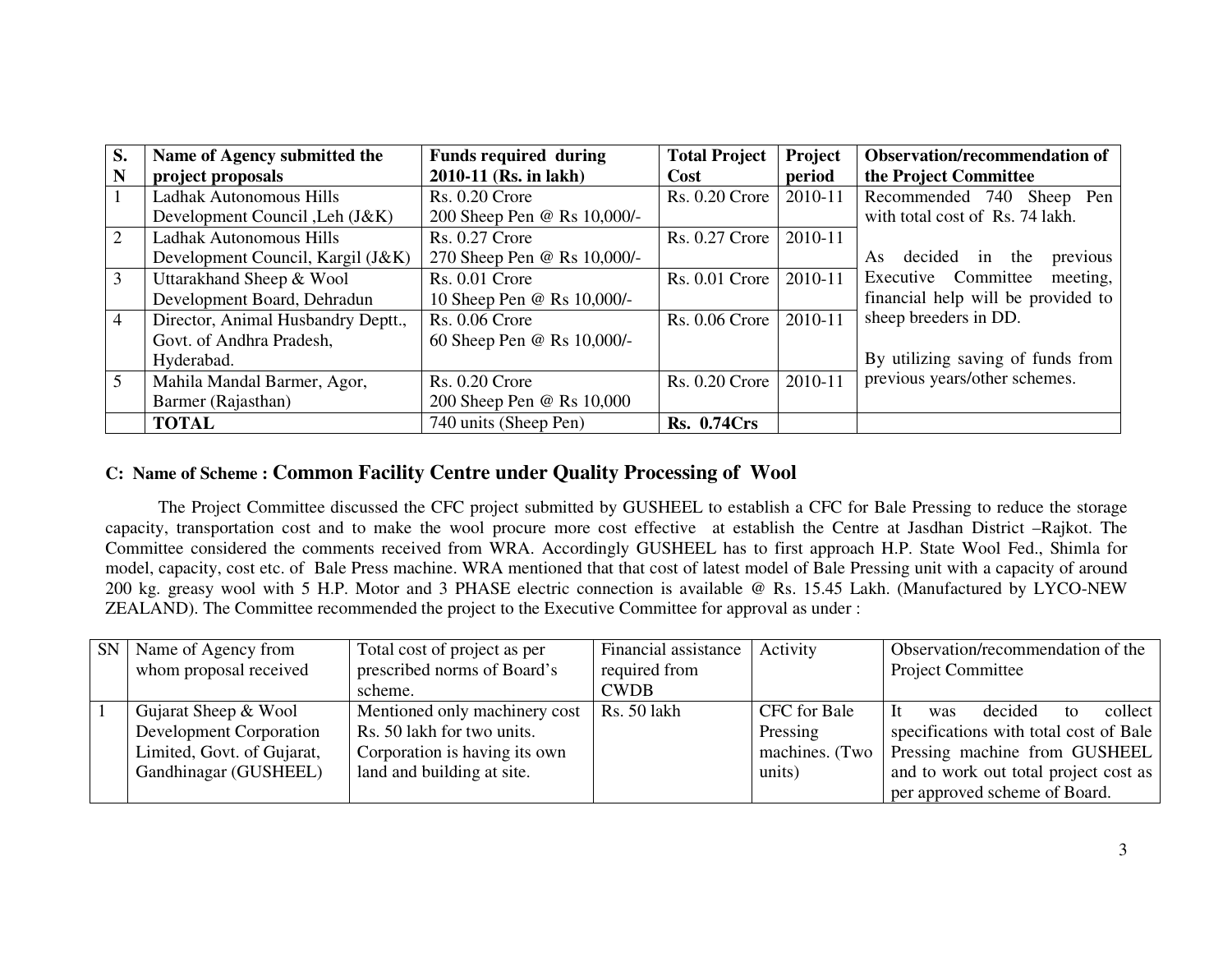| S. N | Name of Agency submitted the project proposals | Funds required during 2010-11 (Rs. in lakh) | Total Project Cost | Project period | Observation/recommendation of the Project Committee |
|---|---|---|---|---|---|
| 1 | Ladhak Autonomous Hills Development Council ,Leh (J&K) | Rs. 0.20 Crore 200 Sheep Pen @ Rs 10,000/- | Rs. 0.20 Crore | 2010-11 | Recommended 740 Sheep Pen with total cost of Rs. 74 lakh. As decided in the previous Executive Committee meeting, financial help will be provided to sheep breeders in DD. By utilizing saving of funds from previous years/other schemes. |
| 2 | Ladhak Autonomous Hills Development Council, Kargil (J&K) | Rs. 0.27 Crore 270 Sheep Pen @ Rs 10,000/- | Rs. 0.27 Crore | 2010-11 | |
| 3 | Uttarakhand Sheep & Wool Development Board, Dehradun | Rs. 0.01 Crore 10 Sheep Pen @ Rs 10,000/- | Rs. 0.01 Crore | 2010-11 | |
| 4 | Director, Animal Husbandry Deptt., Govt. of Andhra Pradesh, Hyderabad. | Rs. 0.06 Crore 60 Sheep Pen @ Rs 10,000/- | Rs. 0.06 Crore | 2010-11 | |
| 5 | Mahila Mandal Barmer, Agor, Barmer (Rajasthan) | Rs. 0.20 Crore 200 Sheep Pen @ Rs 10,000 | Rs. 0.20 Crore | 2010-11 | |
| | **TOTAL** | 740 units (Sheep Pen) | **Rs. 0.74Crs** | | |

### C: Name of Scheme : **Common Facility Centre under Quality Processing of Wool**

The Project Committee discussed the CFC project submitted by GUSHEEL to establish a CFC for Bale Pressing to reduce the storage capacity, transportation cost and to make the wool procure more cost effective at establish the Centre at Jasdhan District –Rajkot. The Committee considered the comments received from WRA. Accordingly GUSHEEL has to first approach H.P. State Wool Fed., Shimla for model, capacity, cost etc. of Bale Press machine. WRA mentioned that that cost of latest model of Bale Pressing unit with a capacity of around 200 kg. greasy wool with 5 H.P. Motor and 3 PHASE electric connection is available @ Rs. 15.45 Lakh. (Manufactured by LYCO-NEW ZEALAND). The Committee recommended the project to the Executive Committee for approval as under :

| SN | Name of Agency from whom proposal received | Total cost of project as per prescribed norms of Board's scheme. | Financial assistance required from CWDB | Activity | Observation/recommendation of the Project Committee |
|---|---|---|---|---|---|
| 1 | Gujarat Sheep & Wool Development Corporation Limited, Govt. of Gujarat, Gandhinagar (GUSHEEL) | Mentioned only machinery cost Rs. 50 lakh for two units. Corporation is having its own land and building at site. | Rs. 50 lakh | CFC for Bale Pressing machines. (Two units) | It was decided to collect specifications with total cost of Bale Pressing machine from GUSHEEL and to work out total project cost as per approved scheme of Board. |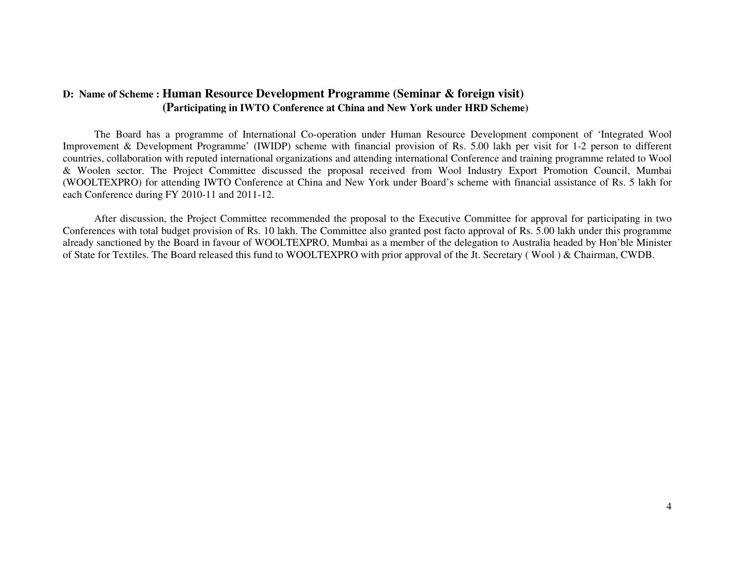**D: Name of Scheme : Human Resource Development Programme (Seminar & foreign visit)**
**(Participating in IWTO Conference at China and New York under HRD Scheme)**

The Board has a programme of International Co-operation under Human Resource Development component of 'Integrated Wool Improvement & Development Programme' (IWIDP) scheme with financial provision of Rs. 5.00 lakh per visit for 1-2 person to different countries, collaboration with reputed international organizations and attending international Conference and training programme related to Wool & Woolen sector. The Project Committee discussed the proposal received from Wool Industry Export Promotion Council, Mumbai (WOOLTEXPRO) for attending IWTO Conference at China and New York under Board's scheme with financial assistance of Rs. 5 lakh for each Conference during FY 2010-11 and 2011-12.

After discussion, the Project Committee recommended the proposal to the Executive Committee for approval for participating in two Conferences with total budget provision of Rs. 10 lakh. The Committee also granted post facto approval of Rs. 5.00 lakh under this programme already sanctioned by the Board in favour of WOOLTEXPRO, Mumbai as a member of the delegation to Australia headed by Hon'ble Minister of State for Textiles. The Board released this fund to WOOLTEXPRO with prior approval of the Jt. Secretary ( Wool ) & Chairman, CWDB.